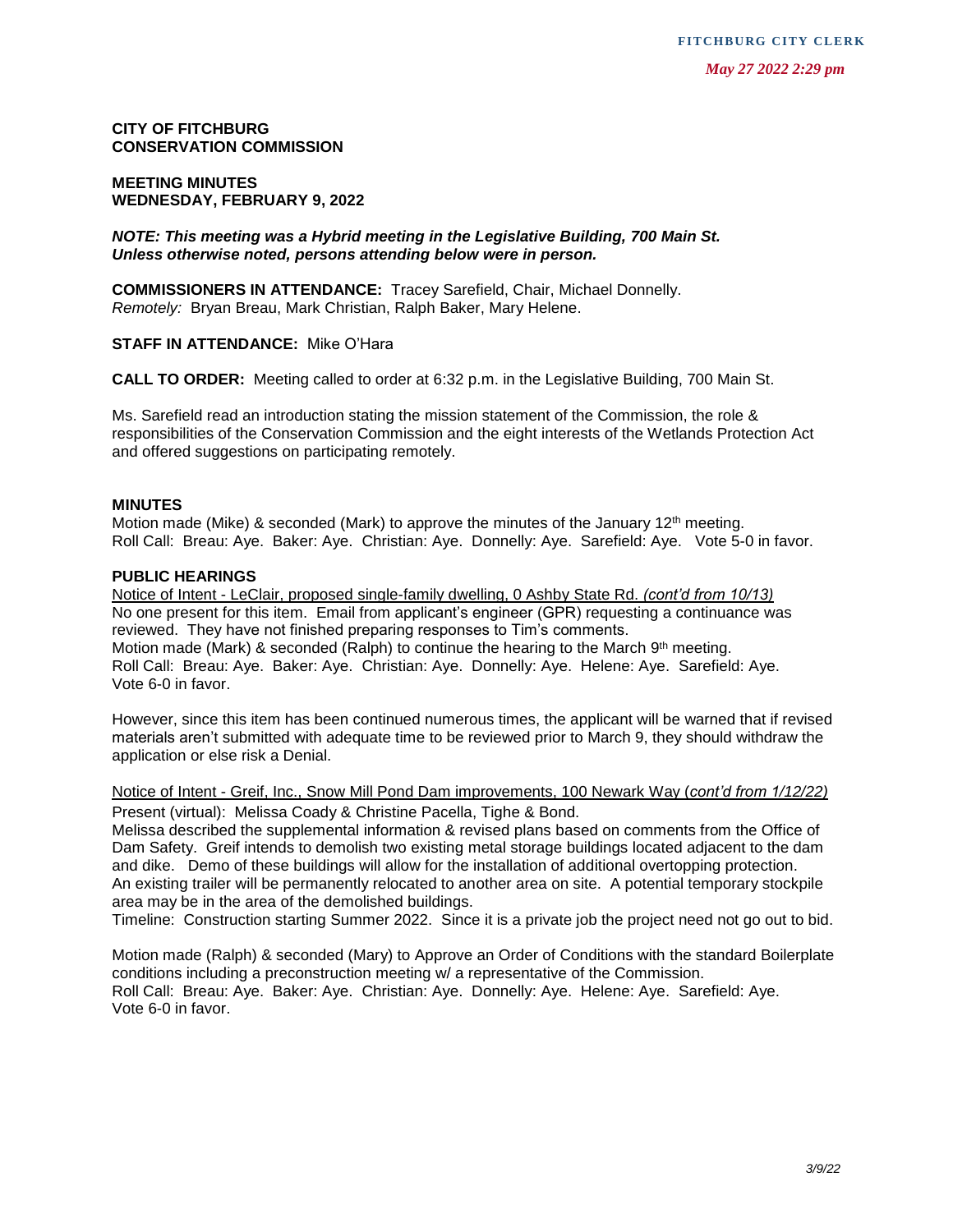FITCHBURG CITY CLERK

*May 27 2022 2:29 pm*

**CITY OF FITCHBURG**
**CONSERVATION COMMISSION**

**MEETING MINUTES**
**WEDNESDAY, FEBRUARY 9, 2022**

***NOTE: This meeting was a Hybrid meeting in the Legislative Building, 700 Main St. Unless otherwise noted, persons attending below were in person.***

**COMMISSIONERS IN ATTENDANCE:** Tracey Sarefield, Chair, Michael Donnelly.
*Remotely:* Bryan Breau, Mark Christian, Ralph Baker, Mary Helene.

**STAFF IN ATTENDANCE:** Mike O'Hara

**CALL TO ORDER:** Meeting called to order at 6:32 p.m. in the Legislative Building, 700 Main St.

Ms. Sarefield read an introduction stating the mission statement of the Commission, the role & responsibilities of the Conservation Commission and the eight interests of the Wetlands Protection Act and offered suggestions on participating remotely.

**MINUTES**

Motion made (Mike) & seconded (Mark) to approve the minutes of the January 12th meeting.
Roll Call: Breau: Aye. Baker: Aye. Christian: Aye. Donnelly: Aye. Sarefield: Aye. Vote 5-0 in favor.

**PUBLIC HEARINGS**

Notice of Intent - LeClair, proposed single-family dwelling, 0 Ashby State Rd. *(cont'd from 10/13)*
No one present for this item. Email from applicant's engineer (GPR) requesting a continuance was reviewed. They have not finished preparing responses to Tim's comments.
Motion made (Mark) & seconded (Ralph) to continue the hearing to the March 9th meeting.
Roll Call: Breau: Aye. Baker: Aye. Christian: Aye. Donnelly: Aye. Helene: Aye. Sarefield: Aye.
Vote 6-0 in favor.

However, since this item has been continued numerous times, the applicant will be warned that if revised materials aren't submitted with adequate time to be reviewed prior to March 9, they should withdraw the application or else risk a Denial.

Notice of Intent - Greif, Inc., Snow Mill Pond Dam improvements, 100 Newark Way (*cont'd from 1/12/22)*
Present (virtual): Melissa Coady & Christine Pacella, Tighe & Bond.
Melissa described the supplemental information & revised plans based on comments from the Office of Dam Safety. Greif intends to demolish two existing metal storage buildings located adjacent to the dam and dike. Demo of these buildings will allow for the installation of additional overtopping protection. An existing trailer will be permanently relocated to another area on site. A potential temporary stockpile area may be in the area of the demolished buildings.
Timeline: Construction starting Summer 2022. Since it is a private job the project need not go out to bid.

Motion made (Ralph) & seconded (Mary) to Approve an Order of Conditions with the standard Boilerplate conditions including a preconstruction meeting w/ a representative of the Commission.
Roll Call: Breau: Aye. Baker: Aye. Christian: Aye. Donnelly: Aye. Helene: Aye. Sarefield: Aye.
Vote 6-0 in favor.

*3/9/22*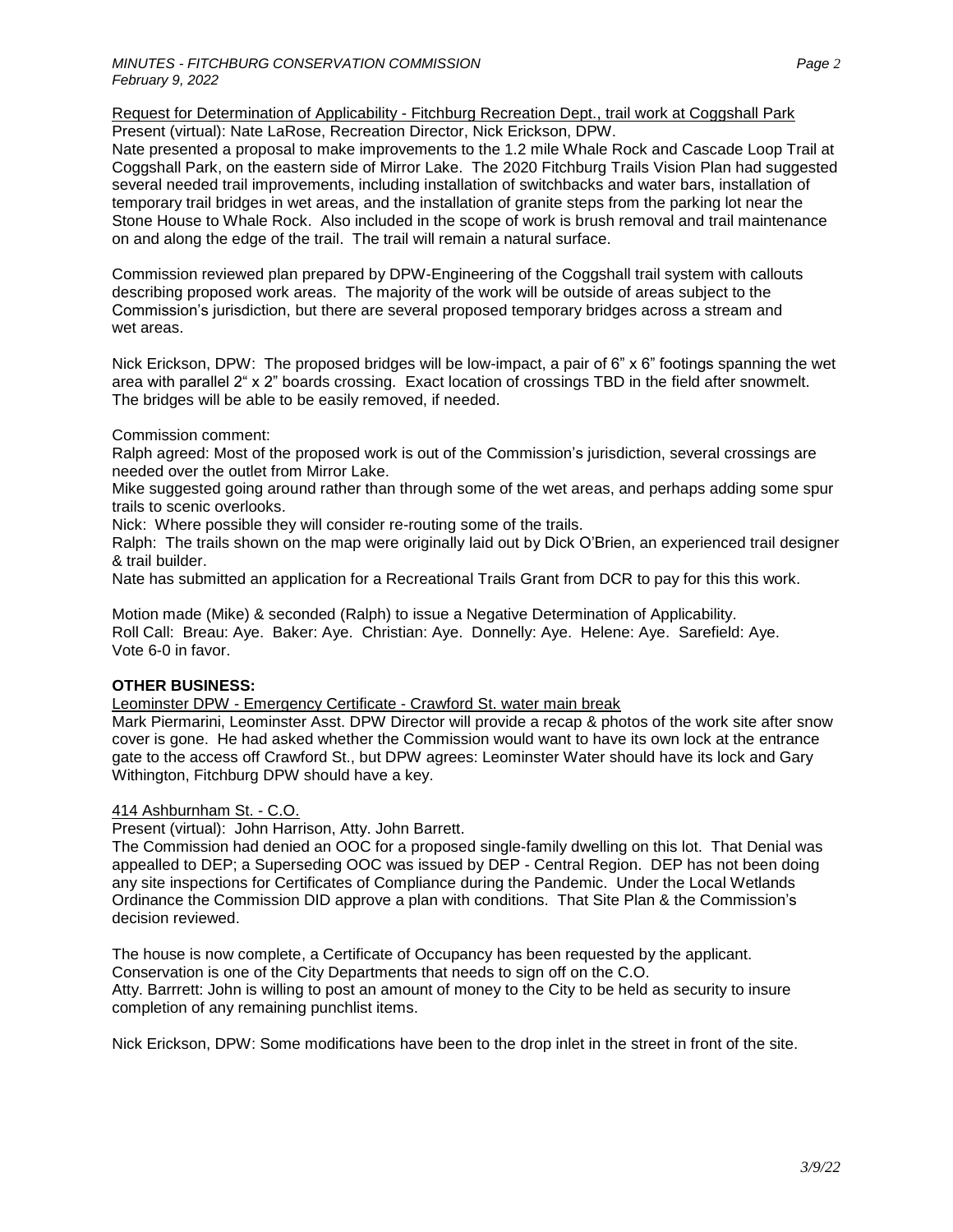Request for Determination of Applicability - Fitchburg Recreation Dept., trail work at Coggshall Park

Present (virtual): Nate LaRose, Recreation Director, Nick Erickson, DPW.

Nate presented a proposal to make improvements to the 1.2 mile Whale Rock and Cascade Loop Trail at Coggshall Park, on the eastern side of Mirror Lake. The 2020 Fitchburg Trails Vision Plan had suggested several needed trail improvements, including installation of switchbacks and water bars, installation of temporary trail bridges in wet areas, and the installation of granite steps from the parking lot near the Stone House to Whale Rock. Also included in the scope of work is brush removal and trail maintenance on and along the edge of the trail. The trail will remain a natural surface.

Commission reviewed plan prepared by DPW-Engineering of the Coggshall trail system with callouts describing proposed work areas. The majority of the work will be outside of areas subject to the Commission's jurisdiction, but there are several proposed temporary bridges across a stream and wet areas.

Nick Erickson, DPW: The proposed bridges will be low-impact, a pair of 6" x 6" footings spanning the wet area with parallel 2" x 2" boards crossing. Exact location of crossings TBD in the field after snowmelt. The bridges will be able to be easily removed, if needed.

Commission comment:

Ralph agreed: Most of the proposed work is out of the Commission's jurisdiction, several crossings are needed over the outlet from Mirror Lake.

Mike suggested going around rather than through some of the wet areas, and perhaps adding some spur trails to scenic overlooks.

Nick: Where possible they will consider re-routing some of the trails.

Ralph: The trails shown on the map were originally laid out by Dick O'Brien, an experienced trail designer & trail builder.

Nate has submitted an application for a Recreational Trails Grant from DCR to pay for this this work.

Motion made (Mike) & seconded (Ralph) to issue a Negative Determination of Applicability.
Roll Call: Breau: Aye. Baker: Aye. Christian: Aye. Donnelly: Aye. Helene: Aye. Sarefield: Aye.
Vote 6-0 in favor.

**OTHER BUSINESS:**

Leominster DPW - Emergency Certificate - Crawford St. water main break

Mark Piermarini, Leominster Asst. DPW Director will provide a recap & photos of the work site after snow cover is gone. He had asked whether the Commission would want to have its own lock at the entrance gate to the access off Crawford St., but DPW agrees: Leominster Water should have its lock and Gary Withington, Fitchburg DPW should have a key.

414 Ashburnham St. - C.O.

Present (virtual): John Harrison, Atty. John Barrett.

The Commission had denied an OOC for a proposed single-family dwelling on this lot. That Denial was appealled to DEP; a Superseding OOC was issued by DEP - Central Region. DEP has not been doing any site inspections for Certificates of Compliance during the Pandemic. Under the Local Wetlands Ordinance the Commission DID approve a plan with conditions. That Site Plan & the Commission's decision reviewed.

The house is now complete, a Certificate of Occupancy has been requested by the applicant. Conservation is one of the City Departments that needs to sign off on the C.O.

Atty. Barrrett: John is willing to post an amount of money to the City to be held as security to insure completion of any remaining punchlist items.

Nick Erickson, DPW: Some modifications have been to the drop inlet in the street in front of the site.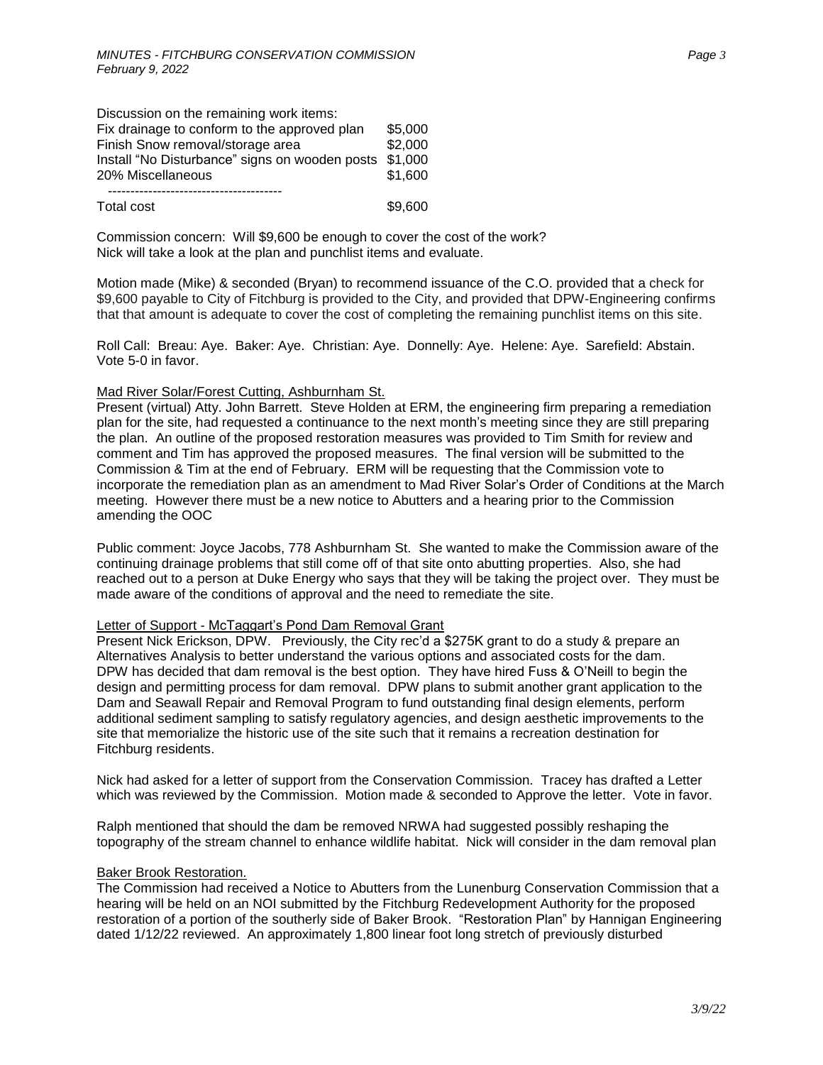Discussion on the remaining work items:

| | |
|---|---|
| Fix drainage to conform to the approved plan | $5,000 |
| Finish Snow removal/storage area | $2,000 |
| Install "No Disturbance" signs on wooden posts | $1,000 |
| 20% Miscellaneous | $1,600 |
| Total cost | $9,600 |

Commission concern: Will $9,600 be enough to cover the cost of the work?
Nick will take a look at the plan and punchlist items and evaluate.

Motion made (Mike) & seconded (Bryan) to recommend issuance of the C.O. provided that a check for $9,600 payable to City of Fitchburg is provided to the City, and provided that DPW-Engineering confirms that that amount is adequate to cover the cost of completing the remaining punchlist items on this site.

Roll Call: Breau: Aye. Baker: Aye. Christian: Aye. Donnelly: Aye. Helene: Aye. Sarefield: Abstain. Vote 5-0 in favor.

Mad River Solar/Forest Cutting, Ashburnham St.

Present (virtual) Atty. John Barrett. Steve Holden at ERM, the engineering firm preparing a remediation plan for the site, had requested a continuance to the next month's meeting since they are still preparing the plan. An outline of the proposed restoration measures was provided to Tim Smith for review and comment and Tim has approved the proposed measures. The final version will be submitted to the Commission & Tim at the end of February. ERM will be requesting that the Commission vote to incorporate the remediation plan as an amendment to Mad River Solar's Order of Conditions at the March meeting. However there must be a new notice to Abutters and a hearing prior to the Commission amending the OOC

Public comment: Joyce Jacobs, 778 Ashburnham St. She wanted to make the Commission aware of the continuing drainage problems that still come off of that site onto abutting properties. Also, she had reached out to a person at Duke Energy who says that they will be taking the project over. They must be made aware of the conditions of approval and the need to remediate the site.

Letter of Support - McTaggart's Pond Dam Removal Grant

Present Nick Erickson, DPW. Previously, the City rec'd a $275K grant to do a study & prepare an Alternatives Analysis to better understand the various options and associated costs for the dam. DPW has decided that dam removal is the best option. They have hired Fuss & O'Neill to begin the design and permitting process for dam removal. DPW plans to submit another grant application to the Dam and Seawall Repair and Removal Program to fund outstanding final design elements, perform additional sediment sampling to satisfy regulatory agencies, and design aesthetic improvements to the site that memorialize the historic use of the site such that it remains a recreation destination for Fitchburg residents.

Nick had asked for a letter of support from the Conservation Commission. Tracey has drafted a Letter which was reviewed by the Commission. Motion made & seconded to Approve the letter. Vote in favor.

Ralph mentioned that should the dam be removed NRWA had suggested possibly reshaping the topography of the stream channel to enhance wildlife habitat. Nick will consider in the dam removal plan

Baker Brook Restoration.

The Commission had received a Notice to Abutters from the Lunenburg Conservation Commission that a hearing will be held on an NOI submitted by the Fitchburg Redevelopment Authority for the proposed restoration of a portion of the southerly side of Baker Brook. "Restoration Plan" by Hannigan Engineering dated 1/12/22 reviewed. An approximately 1,800 linear foot long stretch of previously disturbed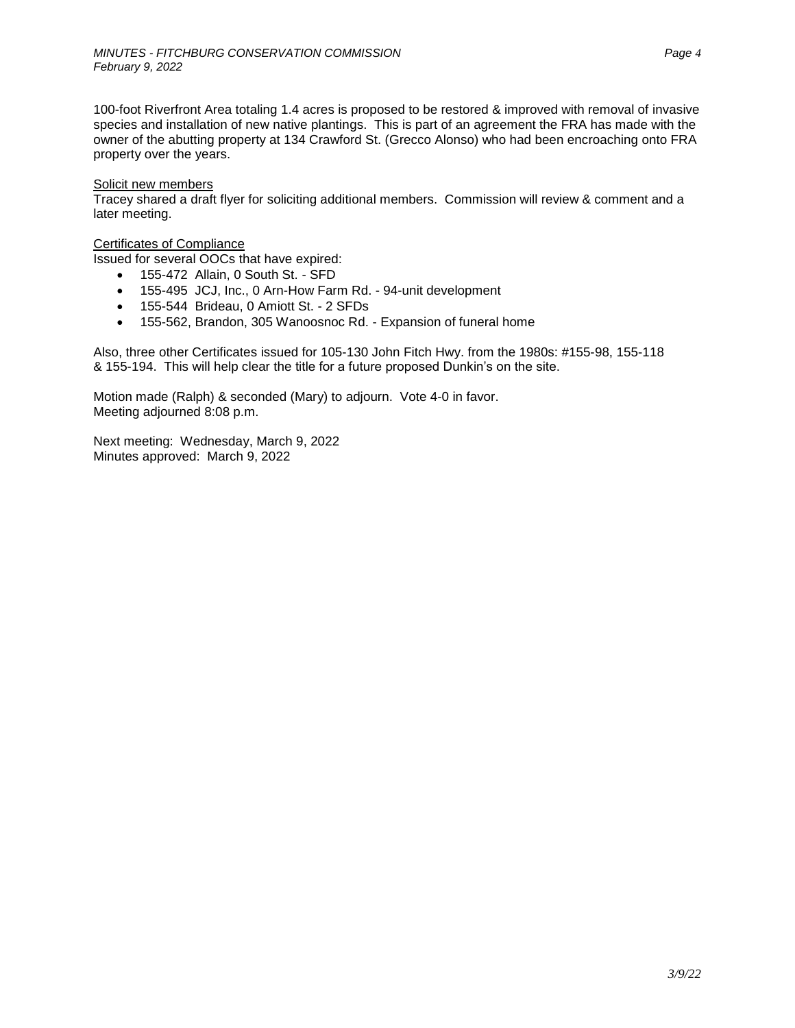100-foot Riverfront Area totaling 1.4 acres is proposed to be restored & improved with removal of invasive species and installation of new native plantings. This is part of an agreement the FRA has made with the owner of the abutting property at 134 Crawford St. (Grecco Alonso) who had been encroaching onto FRA property over the years.

Solicit new members

Tracey shared a draft flyer for soliciting additional members. Commission will review & comment and a later meeting.

Certificates of Compliance

Issued for several OOCs that have expired:

- 155-472 Allain, 0 South St. - SFD
- 155-495 JCJ, Inc., 0 Arn-How Farm Rd. - 94-unit development
- 155-544 Brideau, 0 Amiott St. - 2 SFDs
- 155-562, Brandon, 305 Wanoosnoc Rd. - Expansion of funeral home

Also, three other Certificates issued for 105-130 John Fitch Hwy. from the 1980s: #155-98, 155-118 & 155-194. This will help clear the title for a future proposed Dunkin's on the site.

Motion made (Ralph) & seconded (Mary) to adjourn. Vote 4-0 in favor.
Meeting adjourned 8:08 p.m.

Next meeting: Wednesday, March 9, 2022
Minutes approved: March 9, 2022